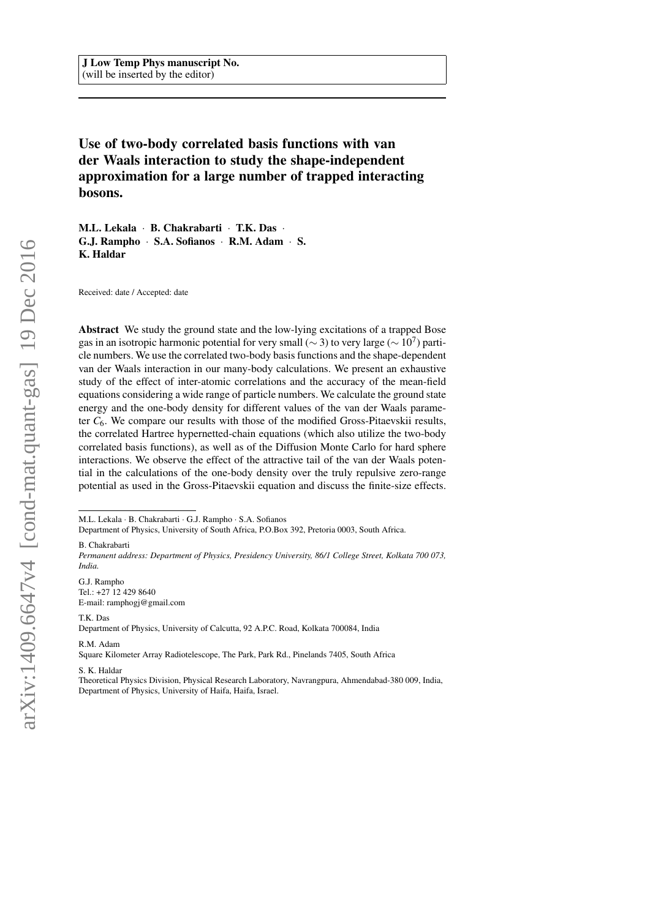**J Low Temp Phys manuscript No.**
(will be inserted by the editor)

# Use of two-body correlated basis functions with van der Waals interaction to study the shape-independent approximation for a large number of trapped interacting bosons.

**M.L. Lekala · B. Chakrabarti · T.K. Das · G.J. Rampho · S.A. Sofianos · R.M. Adam · S. K. Haldar**

Received: date / Accepted: date

**Abstract** We study the ground state and the low-lying excitations of a trapped Bose gas in an isotropic harmonic potential for very small ($\sim 3$) to very large ($\sim 10^7$) particle numbers. We use the correlated two-body basis functions and the shape-dependent van der Waals interaction in our many-body calculations. We present an exhaustive study of the effect of inter-atomic correlations and the accuracy of the mean-field equations considering a wide range of particle numbers. We calculate the ground state energy and the one-body density for different values of the van der Waals parameter $C_6$. We compare our results with those of the modified Gross-Pitaevskii results, the correlated Hartree hypernetted-chain equations (which also utilize the two-body correlated basis functions), as well as of the Diffusion Monte Carlo for hard sphere interactions. We observe the effect of the attractive tail of the van der Waals potential in the calculations of the one-body density over the truly repulsive zero-range potential as used in the Gross-Pitaevskii equation and discuss the finite-size effects.

---

M.L. Lekala · B. Chakrabarti · G.J. Rampho · S.A. Sofianos
Department of Physics, University of South Africa, P.O.Box 392, Pretoria 0003, South Africa.

B. Chakrabarti
*Permanent address: Department of Physics, Presidency University, 86/1 College Street, Kolkata 700 073, India.*

G.J. Rampho
Tel.: +27 12 429 8640
E-mail: ramphogj@gmail.com

T.K. Das
Department of Physics, University of Calcutta, 92 A.P.C. Road, Kolkata 700084, India

R.M. Adam
Square Kilometer Array Radiotelescope, The Park, Park Rd., Pinelands 7405, South Africa

S. K. Haldar
Theoretical Physics Division, Physical Research Laboratory, Navrangpura, Ahmendabad-380 009, India,
Department of Physics, University of Haifa, Haifa, Israel.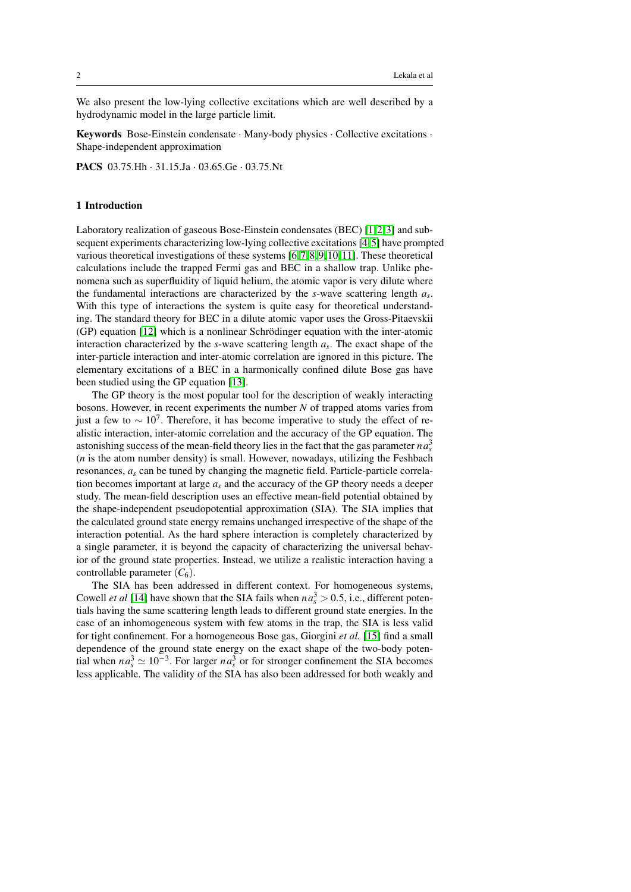We also present the low-lying collective excitations which are well described by a hydrodynamic model in the large particle limit.

**Keywords** Bose-Einstein condensate · Many-body physics · Collective excitations · Shape-independent approximation

**PACS** 03.75.Hh · 31.15.Ja · 03.65.Ge · 03.75.Nt

## 1 Introduction

Laboratory realization of gaseous Bose-Einstein condensates (BEC) [1,2,3] and subsequent experiments characterizing low-lying collective excitations [4,5] have prompted various theoretical investigations of these systems [6,7,8,9,10,11]. These theoretical calculations include the trapped Fermi gas and BEC in a shallow trap. Unlike phenomena such as superfluidity of liquid helium, the atomic vapor is very dilute where the fundamental interactions are characterized by the *s*-wave scattering length $a_s$. With this type of interactions the system is quite easy for theoretical understanding. The standard theory for BEC in a dilute atomic vapor uses the Gross-Pitaevskii (GP) equation [12] which is a nonlinear Schrödinger equation with the inter-atomic interaction characterized by the *s*-wave scattering length $a_s$. The exact shape of the inter-particle interaction and inter-atomic correlation are ignored in this picture. The elementary excitations of a BEC in a harmonically confined dilute Bose gas have been studied using the GP equation [13].

The GP theory is the most popular tool for the description of weakly interacting bosons. However, in recent experiments the number $N$ of trapped atoms varies from just a few to $\sim 10^7$. Therefore, it has become imperative to study the effect of realistic interaction, inter-atomic correlation and the accuracy of the GP equation. The astonishing success of the mean-field theory lies in the fact that the gas parameter $na_s^3$ ($n$ is the atom number density) is small. However, nowadays, utilizing the Feshbach resonances, $a_s$ can be tuned by changing the magnetic field. Particle-particle correlation becomes important at large $a_s$ and the accuracy of the GP theory needs a deeper study. The mean-field description uses an effective mean-field potential obtained by the shape-independent pseudopotential approximation (SIA). The SIA implies that the calculated ground state energy remains unchanged irrespective of the shape of the interaction potential. As the hard sphere interaction is completely characterized by a single parameter, it is beyond the capacity of characterizing the universal behavior of the ground state properties. Instead, we utilize a realistic interaction having a controllable parameter ($C_6$).

The SIA has been addressed in different context. For homogeneous systems, Cowell *et al* [14] have shown that the SIA fails when $na_s^3 > 0.5$, i.e., different potentials having the same scattering length leads to different ground state energies. In the case of an inhomogeneous system with few atoms in the trap, the SIA is less valid for tight confinement. For a homogeneous Bose gas, Giorgini *et al.* [15] find a small dependence of the ground state energy on the exact shape of the two-body potential when $na_s^3 \simeq 10^{-3}$. For larger $na_s^3$ or for stronger confinement the SIA becomes less applicable. The validity of the SIA has also been addressed for both weakly and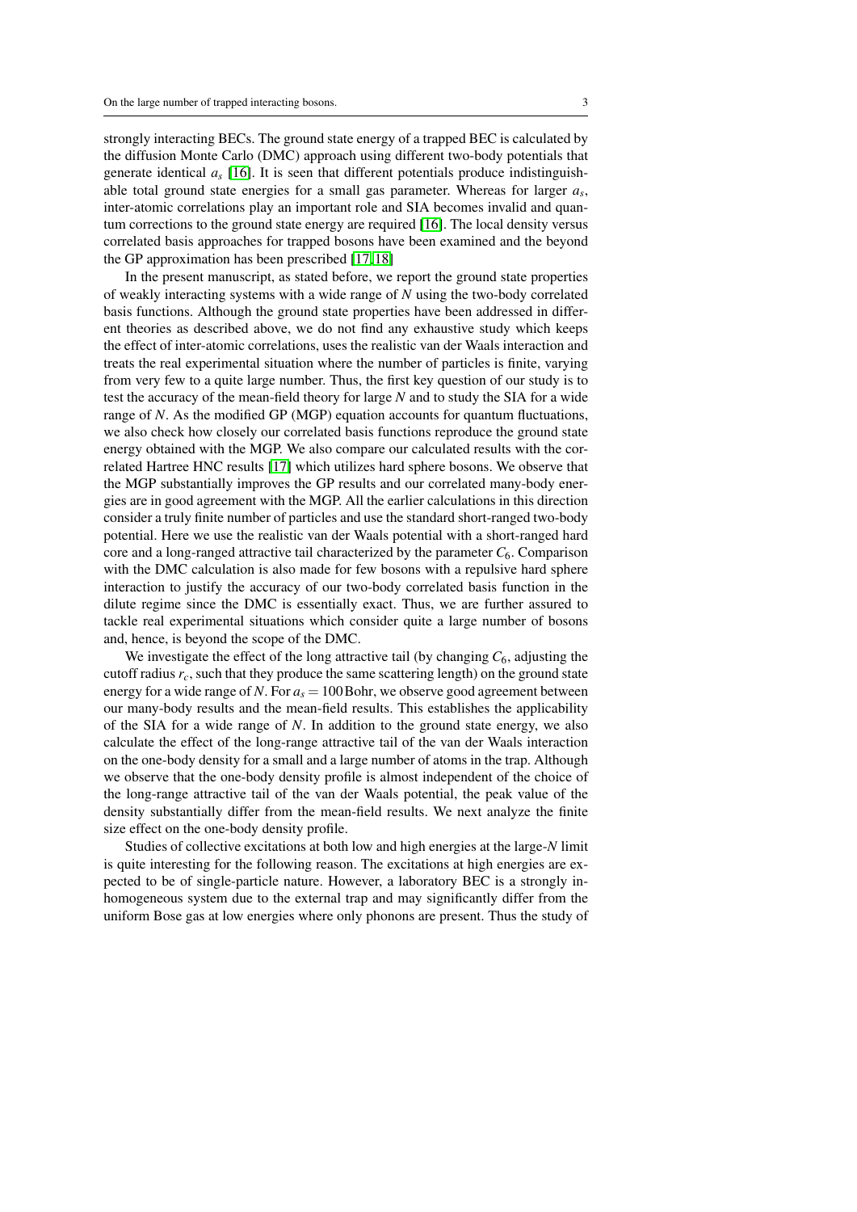strongly interacting BECs. The ground state energy of a trapped BEC is calculated by the diffusion Monte Carlo (DMC) approach using different two-body potentials that generate identical $a_s$ [16]. It is seen that different potentials produce indistinguishable total ground state energies for a small gas parameter. Whereas for larger $a_s$, inter-atomic correlations play an important role and SIA becomes invalid and quantum corrections to the ground state energy are required [16]. The local density versus correlated basis approaches for trapped bosons have been examined and the beyond the GP approximation has been prescribed [17, 18]

In the present manuscript, as stated before, we report the ground state properties of weakly interacting systems with a wide range of $N$ using the two-body correlated basis functions. Although the ground state properties have been addressed in different theories as described above, we do not find any exhaustive study which keeps the effect of inter-atomic correlations, uses the realistic van der Waals interaction and treats the real experimental situation where the number of particles is finite, varying from very few to a quite large number. Thus, the first key question of our study is to test the accuracy of the mean-field theory for large $N$ and to study the SIA for a wide range of $N$. As the modified GP (MGP) equation accounts for quantum fluctuations, we also check how closely our correlated basis functions reproduce the ground state energy obtained with the MGP. We also compare our calculated results with the correlated Hartree HNC results [17] which utilizes hard sphere bosons. We observe that the MGP substantially improves the GP results and our correlated many-body energies are in good agreement with the MGP. All the earlier calculations in this direction consider a truly finite number of particles and use the standard short-ranged two-body potential. Here we use the realistic van der Waals potential with a short-ranged hard core and a long-ranged attractive tail characterized by the parameter $C_6$. Comparison with the DMC calculation is also made for few bosons with a repulsive hard sphere interaction to justify the accuracy of our two-body correlated basis function in the dilute regime since the DMC is essentially exact. Thus, we are further assured to tackle real experimental situations which consider quite a large number of bosons and, hence, is beyond the scope of the DMC.

We investigate the effect of the long attractive tail (by changing $C_6$, adjusting the cutoff radius $r_c$, such that they produce the same scattering length) on the ground state energy for a wide range of $N$. For $a_s = 100\,$Bohr, we observe good agreement between our many-body results and the mean-field results. This establishes the applicability of the SIA for a wide range of $N$. In addition to the ground state energy, we also calculate the effect of the long-range attractive tail of the van der Waals interaction on the one-body density for a small and a large number of atoms in the trap. Although we observe that the one-body density profile is almost independent of the choice of the long-range attractive tail of the van der Waals potential, the peak value of the density substantially differ from the mean-field results. We next analyze the finite size effect on the one-body density profile.

Studies of collective excitations at both low and high energies at the large-$N$ limit is quite interesting for the following reason. The excitations at high energies are expected to be of single-particle nature. However, a laboratory BEC is a strongly inhomogeneous system due to the external trap and may significantly differ from the uniform Bose gas at low energies where only phonons are present. Thus the study of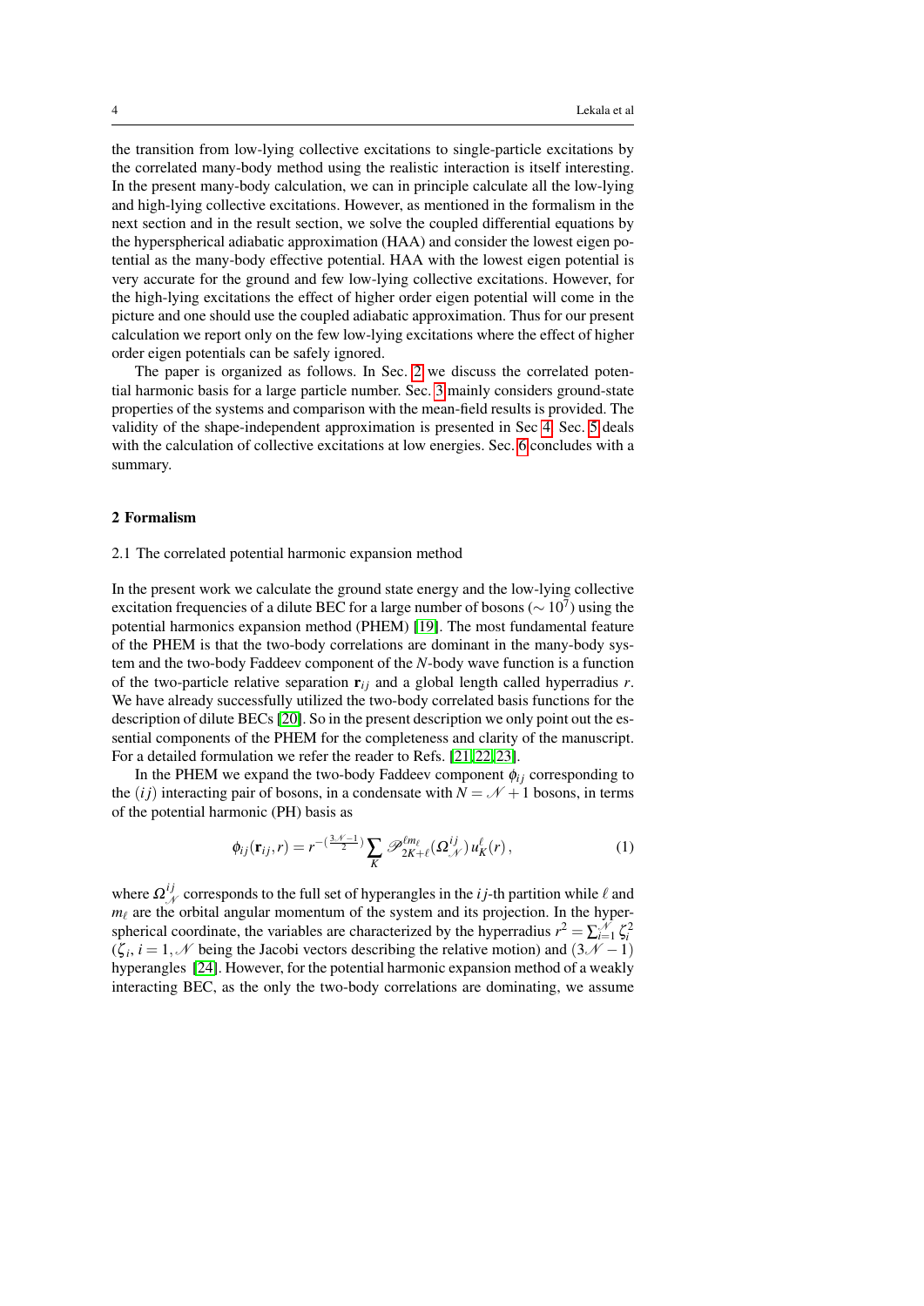the transition from low-lying collective excitations to single-particle excitations by the correlated many-body method using the realistic interaction is itself interesting. In the present many-body calculation, we can in principle calculate all the low-lying and high-lying collective excitations. However, as mentioned in the formalism in the next section and in the result section, we solve the coupled differential equations by the hyperspherical adiabatic approximation (HAA) and consider the lowest eigen potential as the many-body effective potential. HAA with the lowest eigen potential is very accurate for the ground and few low-lying collective excitations. However, for the high-lying excitations the effect of higher order eigen potential will come in the picture and one should use the coupled adiabatic approximation. Thus for our present calculation we report only on the few low-lying excitations where the effect of higher order eigen potentials can be safely ignored.

The paper is organized as follows. In Sec. 2 we discuss the correlated potential harmonic basis for a large particle number. Sec. 3 mainly considers ground-state properties of the systems and comparison with the mean-field results is provided. The validity of the shape-independent approximation is presented in Sec 4. Sec. 5 deals with the calculation of collective excitations at low energies. Sec. 6 concludes with a summary.

## 2 Formalism

### 2.1 The correlated potential harmonic expansion method

In the present work we calculate the ground state energy and the low-lying collective excitation frequencies of a dilute BEC for a large number of bosons ($\sim 10^7$) using the potential harmonics expansion method (PHEM) [19]. The most fundamental feature of the PHEM is that the two-body correlations are dominant in the many-body system and the two-body Faddeev component of the $N$-body wave function is a function of the two-particle relative separation $\mathbf{r}_{ij}$ and a global length called hyperradius $r$. We have already successfully utilized the two-body correlated basis functions for the description of dilute BECs [20]. So in the present description we only point out the essential components of the PHEM for the completeness and clarity of the manuscript. For a detailed formulation we refer the reader to Refs. [21,22,23].

In the PHEM we expand the two-body Faddeev component $\phi_{ij}$ corresponding to the $(ij)$ interacting pair of bosons, in a condensate with $N = \mathscr{N} + 1$ bosons, in terms of the potential harmonic (PH) basis as

$$\phi_{ij}(\mathbf{r}_{ij}, r) = r^{-(\frac{3\mathscr{N}-1}{2})} \sum_{K} \mathscr{P}_{2K+\ell}^{\ell m_\ell}(\Omega_{\mathscr{N}}^{ij})\, u_K^{\ell}(r)\,, \tag{1}$$

where $\Omega_{\mathscr{N}}^{ij}$ corresponds to the full set of hyperangles in the $ij$-th partition while $\ell$ and $m_\ell$ are the orbital angular momentum of the system and its projection. In the hyperspherical coordinate, the variables are characterized by the hyperradius $r^2 = \sum_{i=1}^{\mathscr{N}} \zeta_i^2$ ($\zeta_i$, $i = 1, \mathscr{N}$ being the Jacobi vectors describing the relative motion) and $(3\mathscr{N} - 1)$ hyperangles [24]. However, for the potential harmonic expansion method of a weakly interacting BEC, as the only the two-body correlations are dominating, we assume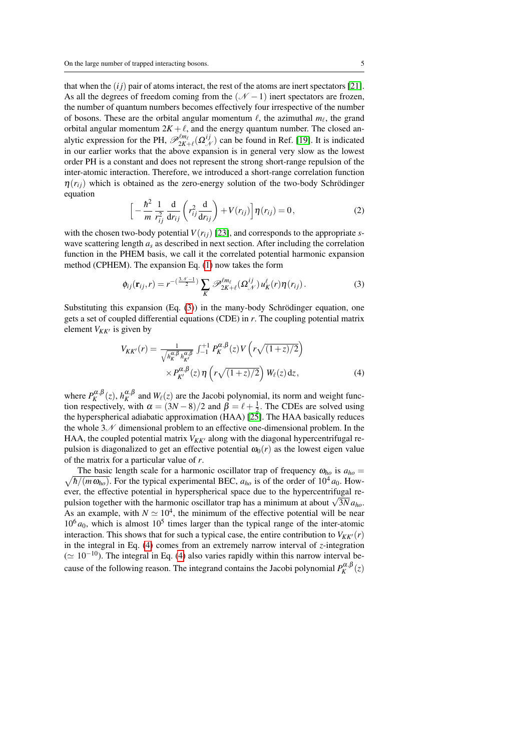that when the $(ij)$ pair of atoms interact, the rest of the atoms are inert spectators [21]. As all the degrees of freedom coming from the $(\mathscr{N}-1)$ inert spectators are frozen, the number of quantum numbers becomes effectively four irrespective of the number of bosons. These are the orbital angular momentum $\ell$, the azimuthal $m_\ell$, the grand orbital angular momentum $2K+\ell$, and the energy quantum number. The closed analytic expression for the PH, $\mathscr{P}_{2K+\ell}^{\ell m_\ell}(\Omega_{\mathscr{N}}^{ij})$ can be found in Ref. [19]. It is indicated in our earlier works that the above expansion is in general very slow as the lowest order PH is a constant and does not represent the strong short-range repulsion of the inter-atomic interaction. Therefore, we introduced a short-range correlation function $\eta(r_{ij})$ which is obtained as the zero-energy solution of the two-body Schrödinger equation

$$\Big[-\frac{\hbar^2}{m}\frac{1}{r_{ij}^2}\frac{\mathrm{d}}{\mathrm{d}r_{ij}}\left(r_{ij}^2\frac{\mathrm{d}}{\mathrm{d}r_{ij}}\right)+V(r_{ij})\Big]\eta(r_{ij})=0\,, \tag{2}$$

with the chosen two-body potential $V(r_{ij})$ [23], and corresponds to the appropriate $s$-wave scattering length $a_s$ as described in next section. After including the correlation function in the PHEM basis, we call it the correlated potential harmonic expansion method (CPHEM). The expansion Eq. (1) now takes the form

$$\phi_{ij}(\mathbf{r}_{ij},r)=r^{-(\frac{3\mathscr{N}-1}{2})}\sum_K \mathscr{P}_{2K+\ell}^{\ell m_\ell}(\Omega_{\mathscr{N}}^{ij})\,u_K^\ell(r)\eta(r_{ij})\,. \tag{3}$$

Substituting this expansion (Eq. (3)) in the many-body Schrödinger equation, one gets a set of coupled differential equations (CDE) in $r$. The coupling potential matrix element $V_{KK'}$ is given by

$$\begin{aligned}V_{KK'}(r)=\;&\frac{1}{\sqrt{h_K^{\alpha,\beta}h_{K'}^{\alpha,\beta}}}\int_{-1}^{+1}P_K^{\alpha,\beta}(z)V\left(r\sqrt{(1+z)/2}\right)\\ &\times P_{K'}^{\alpha,\beta}(z)\,\eta\left(r\sqrt{(1+z)/2}\right)W_\ell(z)\,\mathrm{d}z\,,\end{aligned} \tag{4}$$

where $P_K^{\alpha,\beta}(z)$, $h_K^{\alpha,\beta}$ and $W_\ell(z)$ are the Jacobi polynomial, its norm and weight function respectively, with $\alpha=(3N-8)/2$ and $\beta=\ell+\frac{1}{2}$. The CDEs are solved using the hyperspherical adiabatic approximation (HAA) [25]. The HAA basically reduces the whole $3\mathscr{N}$ dimensional problem to an effective one-dimensional problem. In the HAA, the coupled potential matrix $V_{KK'}$ along with the diagonal hypercentrifugal repulsion is diagonalized to get an effective potential $\omega_0(r)$ as the lowest eigen value of the matrix for a particular value of $r$.

The basic length scale for a harmonic oscillator trap of frequency $\omega_{ho}$ is $a_{ho}=\sqrt{\hbar/(m\,\omega_{ho})}$. For the typical experimental BEC, $a_{ho}$ is of the order of $10^4\,a_0$. However, the effective potential in hyperspherical space due to the hypercentrifugal repulsion together with the harmonic oscillator trap has a minimum at about $\sqrt{3N}\,a_{ho}$. As an example, with $N\simeq 10^4$, the minimum of the effective potential will be near $10^6\,a_0$, which is almost $10^5$ times larger than the typical range of the inter-atomic interaction. This shows that for such a typical case, the entire contribution to $V_{KK'}(r)$ in the integral in Eq. (4) comes from an extremely narrow interval of $z$-integration ($\simeq 10^{-10}$). The integral in Eq. (4) also varies rapidly within this narrow interval because of the following reason. The integrand contains the Jacobi polynomial $P_K^{\alpha,\beta}(z)$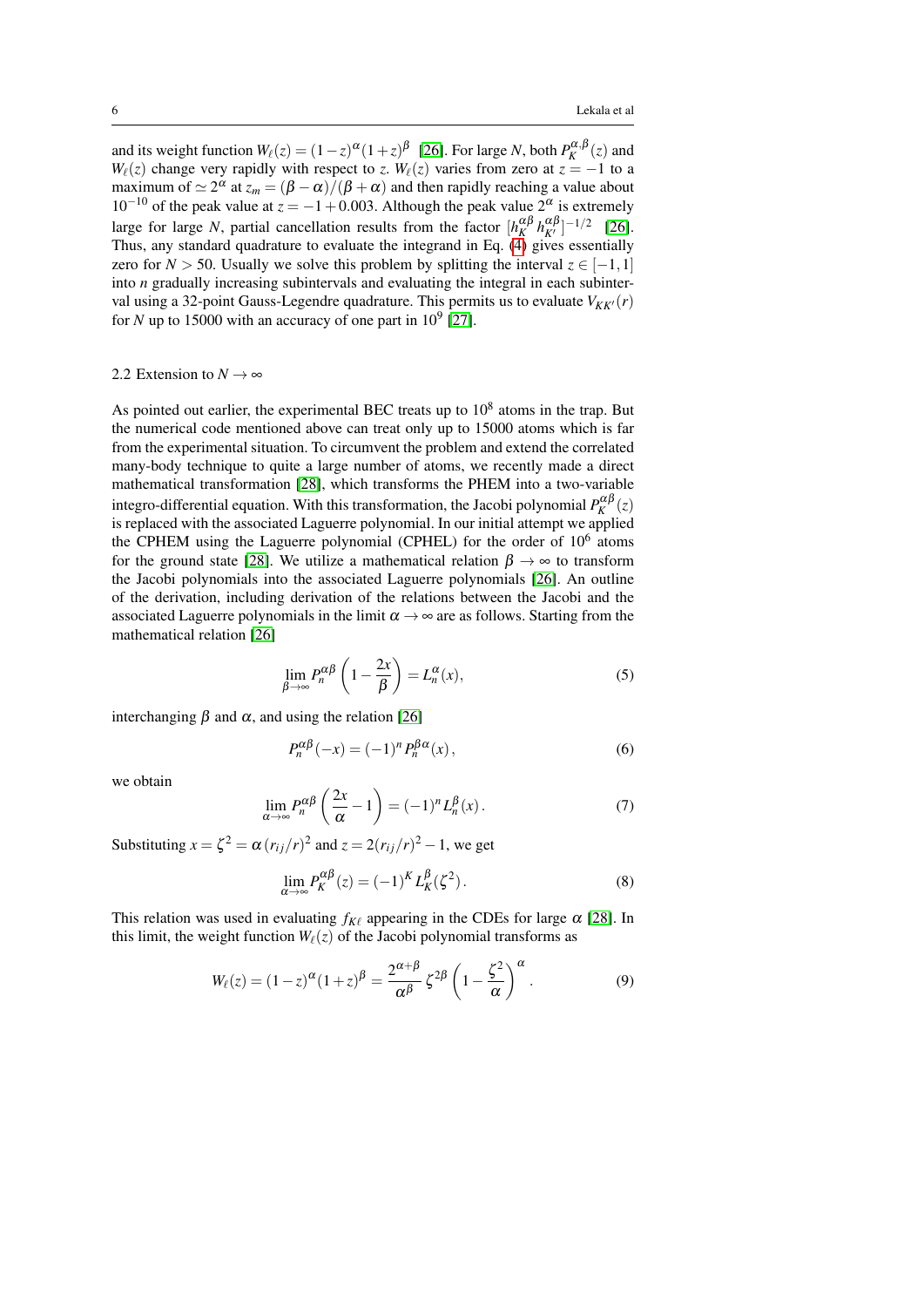and its weight function $W_\ell(z) = (1-z)^\alpha (1+z)^\beta$ [26]. For large $N$, both $P_K^{\alpha,\beta}(z)$ and $W_\ell(z)$ change very rapidly with respect to $z$. $W_\ell(z)$ varies from zero at $z=-1$ to a maximum of $\simeq 2^\alpha$ at $z_m = (\beta-\alpha)/(\beta+\alpha)$ and then rapidly reaching a value about $10^{-10}$ of the peak value at $z=-1+0.003$. Although the peak value $2^\alpha$ is extremely large for large $N$, partial cancellation results from the factor $[h_K^{\alpha\beta}\, h_{K'}^{\alpha\beta}]^{-1/2}$ [26]. Thus, any standard quadrature to evaluate the integrand in Eq. (4) gives essentially zero for $N > 50$. Usually we solve this problem by splitting the interval $z \in [-1,1]$ into $n$ gradually increasing subintervals and evaluating the integral in each subinterval using a 32-point Gauss-Legendre quadrature. This permits us to evaluate $V_{KK'}(r)$ for $N$ up to 15000 with an accuracy of one part in $10^9$ [27].

### 2.2 Extension to $N \to \infty$

As pointed out earlier, the experimental BEC treats up to $10^8$ atoms in the trap. But the numerical code mentioned above can treat only up to 15000 atoms which is far from the experimental situation. To circumvent the problem and extend the correlated many-body technique to quite a large number of atoms, we recently made a direct mathematical transformation [28], which transforms the PHEM into a two-variable integro-differential equation. With this transformation, the Jacobi polynomial $P_K^{\alpha\beta}(z)$ is replaced with the associated Laguerre polynomial. In our initial attempt we applied the CPHEM using the Laguerre polynomial (CPHEL) for the order of $10^6$ atoms for the ground state [28]. We utilize a mathematical relation $\beta \to \infty$ to transform the Jacobi polynomials into the associated Laguerre polynomials [26]. An outline of the derivation, including derivation of the relations between the Jacobi and the associated Laguerre polynomials in the limit $\alpha \to \infty$ are as follows. Starting from the mathematical relation [26]

$$\lim_{\beta\to\infty} P_n^{\alpha\beta}\left(1 - \frac{2x}{\beta}\right) = L_n^\alpha(x), \tag{5}$$

interchanging $\beta$ and $\alpha$, and using the relation [26]

$$P_n^{\alpha\beta}(-x) = (-1)^n P_n^{\beta\alpha}(x), \tag{6}$$

we obtain

$$\lim_{\alpha\to\infty} P_n^{\alpha\beta}\left(\frac{2x}{\alpha} - 1\right) = (-1)^n L_n^\beta(x). \tag{7}$$

Substituting $x = \zeta^2 = \alpha\,(r_{ij}/r)^2$ and $z = 2(r_{ij}/r)^2 - 1$, we get

$$\lim_{\alpha\to\infty} P_K^{\alpha\beta}(z) = (-1)^K L_K^\beta(\zeta^2). \tag{8}$$

This relation was used in evaluating $f_{K\ell}$ appearing in the CDEs for large $\alpha$ [28]. In this limit, the weight function $W_\ell(z)$ of the Jacobi polynomial transforms as

$$W_\ell(z) = (1-z)^\alpha (1+z)^\beta = \frac{2^{\alpha+\beta}}{\alpha^\beta}\,\zeta^{2\beta}\left(1 - \frac{\zeta^2}{\alpha}\right)^\alpha. \tag{9}$$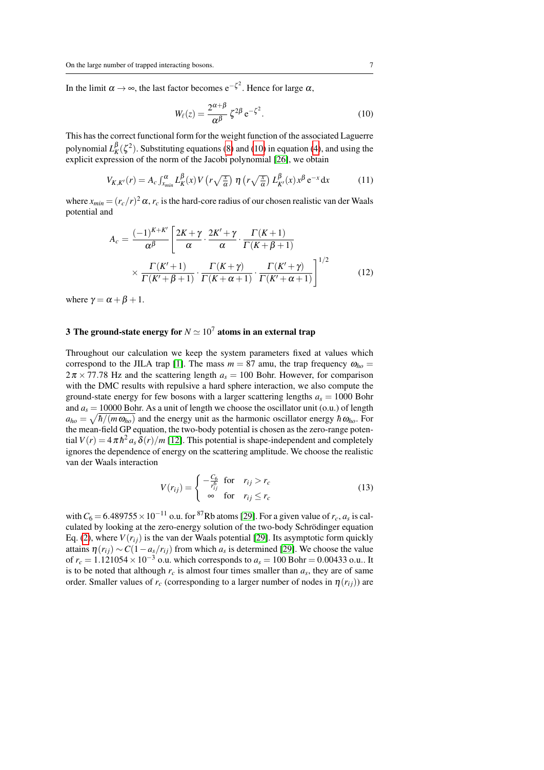In the limit $\alpha \to \infty$, the last factor becomes $e^{-\zeta^2}$. Hence for large $\alpha$,

$$W_\ell(z) = \frac{2^{\alpha+\beta}}{\alpha^\beta}\,\zeta^{2\beta}\,e^{-\zeta^2}. \tag{10}$$

This has the correct functional form for the weight function of the associated Laguerre polynomial $L_K^\beta(\zeta^2)$. Substituting equations (8) and (10) in equation (4), and using the explicit expression of the norm of the Jacobi polynomial [26], we obtain

$$V_{K,K'}(r) = A_c \int_{x_{min}}^{\alpha} L_K^\beta(x)\, V\left(r\sqrt{\tfrac{x}{\alpha}}\right)\, \eta\left(r\sqrt{\tfrac{x}{\alpha}}\right)\, L_{K'}^\beta(x)\, x^\beta\, e^{-x}\, dx \tag{11}$$

where $x_{min} = (r_c/r)^2\,\alpha$, $r_c$ is the hard-core radius of our chosen realistic van der Waals potential and

$$A_c = \frac{(-1)^{K+K'}}{\alpha^\beta}\left[\frac{2K+\gamma}{\alpha}\cdot\frac{2K'+\gamma}{\alpha}\cdot\frac{\Gamma(K+1)}{\Gamma(K+\beta+1)}\right.$$
$$\left.\times\,\frac{\Gamma(K'+1)}{\Gamma(K'+\beta+1)}\cdot\frac{\Gamma(K+\gamma)}{\Gamma(K+\alpha+1)}\cdot\frac{\Gamma(K'+\gamma)}{\Gamma(K'+\alpha+1)}\right]^{1/2} \tag{12}$$

where $\gamma = \alpha+\beta+1$.

## 3 The ground-state energy for $N \simeq 10^7$ atoms in an external trap

Throughout our calculation we keep the system parameters fixed at values which correspond to the JILA trap [1]. The mass $m = 87$ amu, the trap frequency $\omega_{ho} = 2\pi \times 77.78$ Hz and the scattering length $a_s = 100$ Bohr. However, for comparison with the DMC results with repulsive a hard sphere interaction, we also compute the ground-state energy for few bosons with a larger scattering lengths $a_s = 1000$ Bohr and $a_s = 10000$ Bohr. As a unit of length we choose the oscillator unit (o.u.) of length $a_{ho} = \sqrt{\hbar/(m\,\omega_{ho})}$ and the energy unit as the harmonic oscillator energy $\hbar\,\omega_{ho}$. For the mean-field GP equation, the two-body potential is chosen as the zero-range potential $V(r) = 4\pi\hbar^2 a_s\,\delta(r)/m$ [12]. This potential is shape-independent and completely ignores the dependence of energy on the scattering amplitude. We choose the realistic van der Waals interaction

$$V(r_{ij}) = \begin{cases} -\frac{C_6}{r_{ij}^6} & \text{for} \quad r_{ij} > r_c \\ \infty & \text{for} \quad r_{ij} \le r_c \end{cases} \tag{13}$$

with $C_6 = 6.489755 \times 10^{-11}$ o.u. for $^{87}$Rb atoms [29]. For a given value of $r_c$, $a_s$ is calculated by looking at the zero-energy solution of the two-body Schrödinger equation Eq. (2), where $V(r_{ij})$ is the van der Waals potential [29]. Its asymptotic form quickly attains $\eta(r_{ij}) \sim C(1 - a_s/r_{ij})$ from which $a_s$ is determined [29]. We choose the value of $r_c = 1.121054 \times 10^{-3}$ o.u. which corresponds to $a_s = 100$ Bohr $= 0.00433$ o.u.. It is to be noted that although $r_c$ is almost four times smaller than $a_s$, they are of same order. Smaller values of $r_c$ (corresponding to a larger number of nodes in $\eta(r_{ij})$) are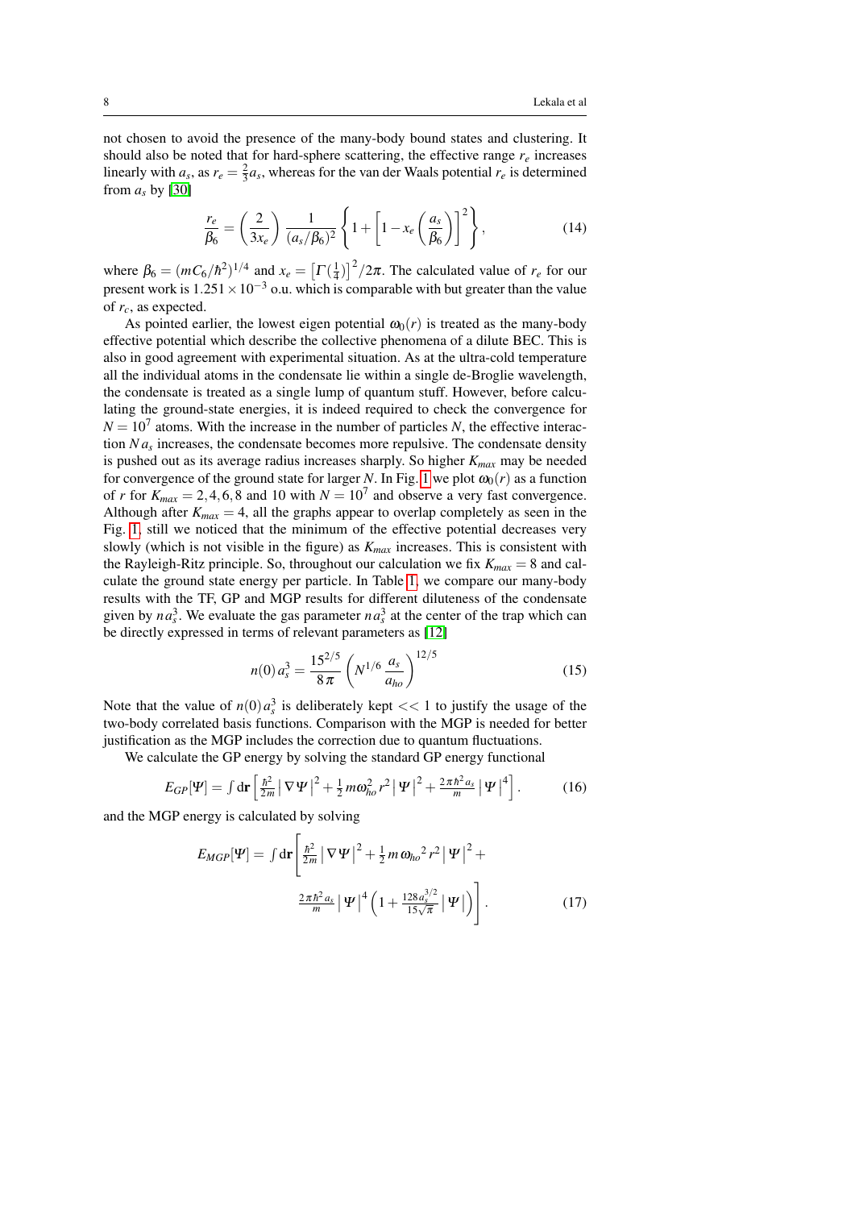not chosen to avoid the presence of the many-body bound states and clustering. It should also be noted that for hard-sphere scattering, the effective range $r_e$ increases linearly with $a_s$, as $r_e = \frac{2}{3}a_s$, whereas for the van der Waals potential $r_e$ is determined from $a_s$ by [30]

$$\frac{r_e}{\beta_6} = \left(\frac{2}{3x_e}\right)\frac{1}{(a_s/\beta_6)^2}\left\{1+\left[1-x_e\left(\frac{a_s}{\beta_6}\right)\right]^2\right\}, \tag{14}$$

where $\beta_6 = (mC_6/\hbar^2)^{1/4}$ and $x_e = \left[\Gamma(\frac{1}{4})\right]^2/2\pi$. The calculated value of $r_e$ for our present work is $1.251\times10^{-3}$ o.u. which is comparable with but greater than the value of $r_c$, as expected.

As pointed earlier, the lowest eigen potential $\omega_0(r)$ is treated as the many-body effective potential which describe the collective phenomena of a dilute BEC. This is also in good agreement with experimental situation. As at the ultra-cold temperature all the individual atoms in the condensate lie within a single de-Broglie wavelength, the condensate is treated as a single lump of quantum stuff. However, before calculating the ground-state energies, it is indeed required to check the convergence for $N = 10^7$ atoms. With the increase in the number of particles $N$, the effective interaction $N a_s$ increases, the condensate becomes more repulsive. The condensate density is pushed out as its average radius increases sharply. So higher $K_{max}$ may be needed for convergence of the ground state for larger $N$. In Fig. 1 we plot $\omega_0(r)$ as a function of $r$ for $K_{max} = 2,4,6,8$ and 10 with $N = 10^7$ and observe a very fast convergence. Although after $K_{max} = 4$, all the graphs appear to overlap completely as seen in the Fig. 1, still we noticed that the minimum of the effective potential decreases very slowly (which is not visible in the figure) as $K_{max}$ increases. This is consistent with the Rayleigh-Ritz principle. So, throughout our calculation we fix $K_{max} = 8$ and calculate the ground state energy per particle. In Table 1, we compare our many-body results with the TF, GP and MGP results for different diluteness of the condensate given by $n a_s^3$. We evaluate the gas parameter $n a_s^3$ at the center of the trap which can be directly expressed in terms of relevant parameters as [12]

$$n(0)\,a_s^3 = \frac{15^{2/5}}{8\,\pi}\left(N^{1/6}\,\frac{a_s}{a_{ho}}\right)^{12/5} \tag{15}$$

Note that the value of $n(0)\,a_s^3$ is deliberately kept $<< 1$ to justify the usage of the two-body correlated basis functions. Comparison with the MGP is needed for better justification as the MGP includes the correction due to quantum fluctuations.

We calculate the GP energy by solving the standard GP energy functional

$$E_{GP}[\Psi] = \int d\mathbf{r}\left[\frac{\hbar^2}{2m}\left|\nabla\Psi\right|^2 + \frac{1}{2}m\omega_{ho}^2 r^2\left|\Psi\right|^2 + \frac{2\pi\hbar^2 a_s}{m}\left|\Psi\right|^4\right]. \tag{16}$$

and the MGP energy is calculated by solving

$$E_{MGP}[\Psi] = \int d\mathbf{r}\left[\frac{\hbar^2}{2m}\left|\nabla\Psi\right|^2 + \frac{1}{2}m\,\omega_{ho}{}^2\,r^2\left|\Psi\right|^2 + \frac{2\pi\hbar^2 a_s}{m}\left|\Psi\right|^4\left(1+\frac{128 a_s^{3/2}}{15\sqrt{\pi}}\left|\Psi\right|\right)\right]. \tag{17}$$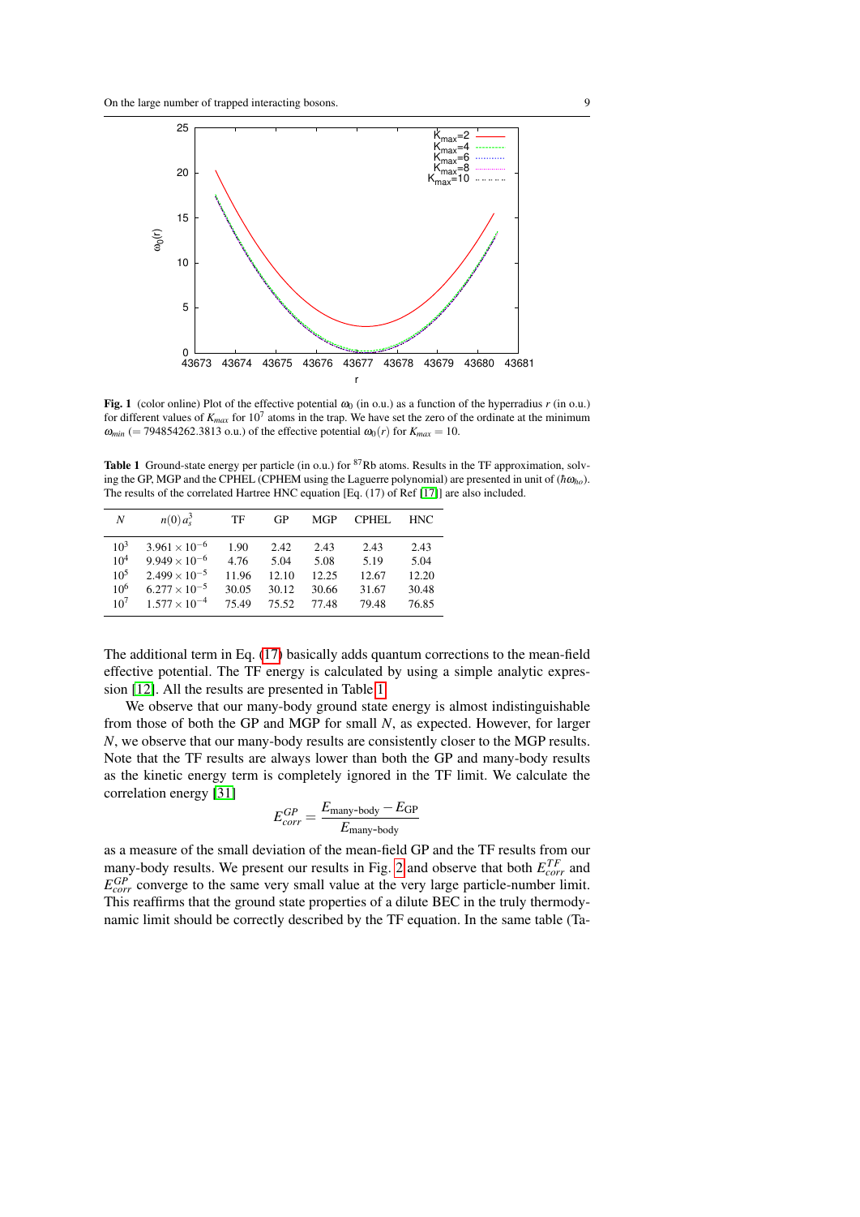**Fig. 1** (color online) Plot of the effective potential $\omega_0$ (in o.u.) as a function of the hyperradius $r$ (in o.u.) for different values of $K_{max}$ for $10^7$ atoms in the trap. We have set the zero of the ordinate at the minimum $\omega_{min}$ (= 794854262.3813 o.u.) of the effective potential $\omega_0(r)$ for $K_{max} = 10$.

**Table 1** Ground-state energy per particle (in o.u.) for $^{87}$Rb atoms. Results in the TF approximation, solving the GP, MGP and the CPHEL (CPHEM using the Laguerre polynomial) are presented in unit of ($\hbar\omega_{ho}$). The results of the correlated Hartree HNC equation [Eq. (17) of Ref [17]] are also included.

| $N$ | $n(0)a_s^3$ | TF | GP | MGP | CPHEL | HNC |
|---|---|---|---|---|---|---|
| $10^3$ | $3.961\times10^{-6}$ | 1.90 | 2.42 | 2.43 | 2.43 | 2.43 |
| $10^4$ | $9.949\times10^{-6}$ | 4.76 | 5.04 | 5.08 | 5.19 | 5.04 |
| $10^5$ | $2.499\times10^{-5}$ | 11.96 | 12.10 | 12.25 | 12.67 | 12.20 |
| $10^6$ | $6.277\times10^{-5}$ | 30.05 | 30.12 | 30.66 | 31.67 | 30.48 |
| $10^7$ | $1.577\times10^{-4}$ | 75.49 | 75.52 | 77.48 | 79.48 | 76.85 |

The additional term in Eq. (17) basically adds quantum corrections to the mean-field effective potential. The TF energy is calculated by using a simple analytic expression [12]. All the results are presented in Table 1.

We observe that our many-body ground state energy is almost indistinguishable from those of both the GP and MGP for small $N$, as expected. However, for larger $N$, we observe that our many-body results are consistently closer to the MGP results. Note that the TF results are always lower than both the GP and many-body results as the kinetic energy term is completely ignored in the TF limit. We calculate the correlation energy [31]

$$E_{corr}^{GP} = \frac{E_{\text{many-body}} - E_{\text{GP}}}{E_{\text{many-body}}}$$

as a measure of the small deviation of the mean-field GP and the TF results from our many-body results. We present our results in Fig. 2 and observe that both $E_{corr}^{TF}$ and $E_{corr}^{GP}$ converge to the same very small value at the very large particle-number limit. This reaffirms that the ground state properties of a dilute BEC in the truly thermodynamic limit should be correctly described by the TF equation. In the same table (Ta-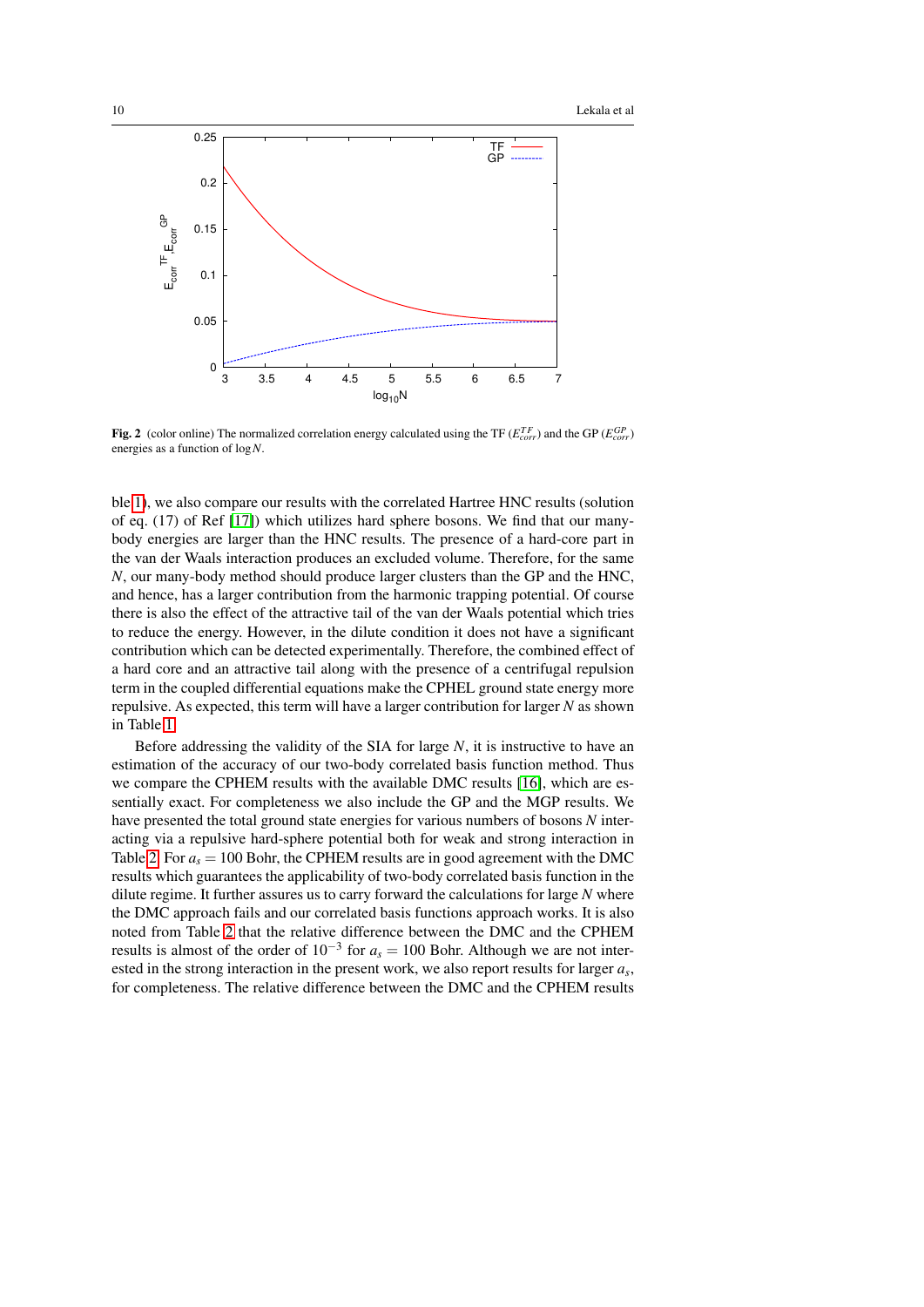**Fig. 2** (color online) The normalized correlation energy calculated using the TF ($E_{corr}^{TF}$) and the GP ($E_{corr}^{GP}$) energies as a function of $\log N$.

ble 1), we also compare our results with the correlated Hartree HNC results (solution of eq. (17) of Ref [17]) which utilizes hard sphere bosons. We find that our many-body energies are larger than the HNC results. The presence of a hard-core part in the van der Waals interaction produces an excluded volume. Therefore, for the same $N$, our many-body method should produce larger clusters than the GP and the HNC, and hence, has a larger contribution from the harmonic trapping potential. Of course there is also the effect of the attractive tail of the van der Waals potential which tries to reduce the energy. However, in the dilute condition it does not have a significant contribution which can be detected experimentally. Therefore, the combined effect of a hard core and an attractive tail along with the presence of a centrifugal repulsion term in the coupled differential equations make the CPHEL ground state energy more repulsive. As expected, this term will have a larger contribution for larger $N$ as shown in Table 1.

Before addressing the validity of the SIA for large $N$, it is instructive to have an estimation of the accuracy of our two-body correlated basis function method. Thus we compare the CPHEM results with the available DMC results [16], which are essentially exact. For completeness we also include the GP and the MGP results. We have presented the total ground state energies for various numbers of bosons $N$ interacting via a repulsive hard-sphere potential both for weak and strong interaction in Table 2. For $a_s = 100$ Bohr, the CPHEM results are in good agreement with the DMC results which guarantees the applicability of two-body correlated basis function in the dilute regime. It further assures us to carry forward the calculations for large $N$ where the DMC approach fails and our correlated basis functions approach works. It is also noted from Table 2 that the relative difference between the DMC and the CPHEM results is almost of the order of $10^{-3}$ for $a_s = 100$ Bohr. Although we are not interested in the strong interaction in the present work, we also report results for larger $a_s$, for completeness. The relative difference between the DMC and the CPHEM results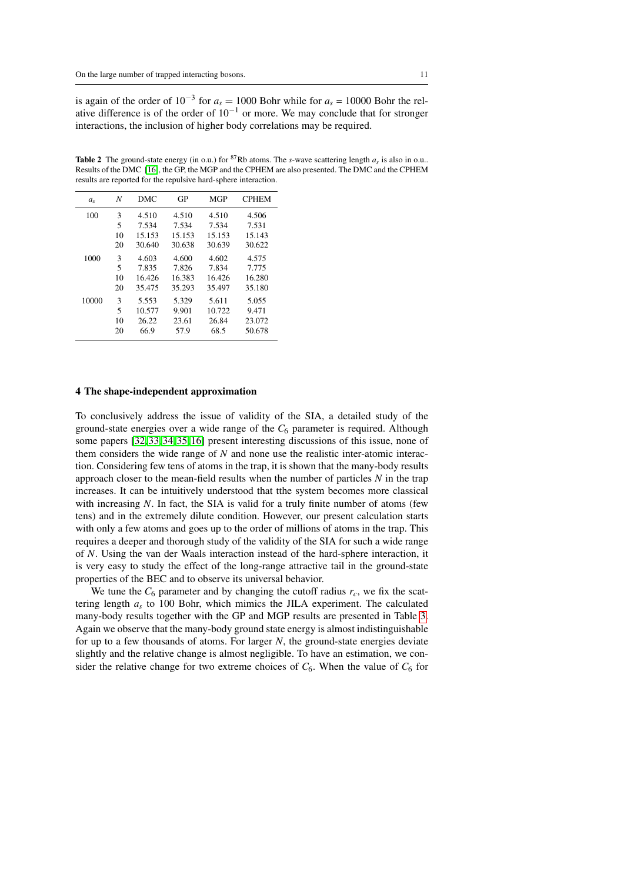is again of the order of $10^{-3}$ for $a_s = 1000$ Bohr while for $a_s$ = 10000 Bohr the relative difference is of the order of $10^{-1}$ or more. We may conclude that for stronger interactions, the inclusion of higher body correlations may be required.

**Table 2** The ground-state energy (in o.u.) for $^{87}$Rb atoms. The $s$-wave scattering length $a_s$ is also in o.u.. Results of the DMC [16], the GP, the MGP and the CPHEM are also presented. The DMC and the CPHEM results are reported for the repulsive hard-sphere interaction.

| $a_s$ | $N$ | DMC | GP | MGP | CPHEM |
|---|---|---|---|---|---|
| 100 | 3 | 4.510 | 4.510 | 4.510 | 4.506 |
| | 5 | 7.534 | 7.534 | 7.534 | 7.531 |
| | 10 | 15.153 | 15.153 | 15.153 | 15.143 |
| | 20 | 30.640 | 30.638 | 30.639 | 30.622 |
| 1000 | 3 | 4.603 | 4.600 | 4.602 | 4.575 |
| | 5 | 7.835 | 7.826 | 7.834 | 7.775 |
| | 10 | 16.426 | 16.383 | 16.426 | 16.280 |
| | 20 | 35.475 | 35.293 | 35.497 | 35.180 |
| 10000 | 3 | 5.553 | 5.329 | 5.611 | 5.055 |
| | 5 | 10.577 | 9.901 | 10.722 | 9.471 |
| | 10 | 26.22 | 23.61 | 26.84 | 23.072 |
| | 20 | 66.9 | 57.9 | 68.5 | 50.678 |

## 4 The shape-independent approximation

To conclusively address the issue of validity of the SIA, a detailed study of the ground-state energies over a wide range of the $C_6$ parameter is required. Although some papers [32,33,34,35,16] present interesting discussions of this issue, none of them considers the wide range of $N$ and none use the realistic inter-atomic interaction. Considering few tens of atoms in the trap, it is shown that the many-body results approach closer to the mean-field results when the number of particles $N$ in the trap increases. It can be intuitively understood that tthe system becomes more classical with increasing $N$. In fact, the SIA is valid for a truly finite number of atoms (few tens) and in the extremely dilute condition. However, our present calculation starts with only a few atoms and goes up to the order of millions of atoms in the trap. This requires a deeper and thorough study of the validity of the SIA for such a wide range of $N$. Using the van der Waals interaction instead of the hard-sphere interaction, it is very easy to study the effect of the long-range attractive tail in the ground-state properties of the BEC and to observe its universal behavior.

We tune the $C_6$ parameter and by changing the cutoff radius $r_c$, we fix the scattering length $a_s$ to 100 Bohr, which mimics the JILA experiment. The calculated many-body results together with the GP and MGP results are presented in Table 3. Again we observe that the many-body ground state energy is almost indistinguishable for up to a few thousands of atoms. For larger $N$, the ground-state energies deviate slightly and the relative change is almost negligible. To have an estimation, we consider the relative change for two extreme choices of $C_6$. When the value of $C_6$ for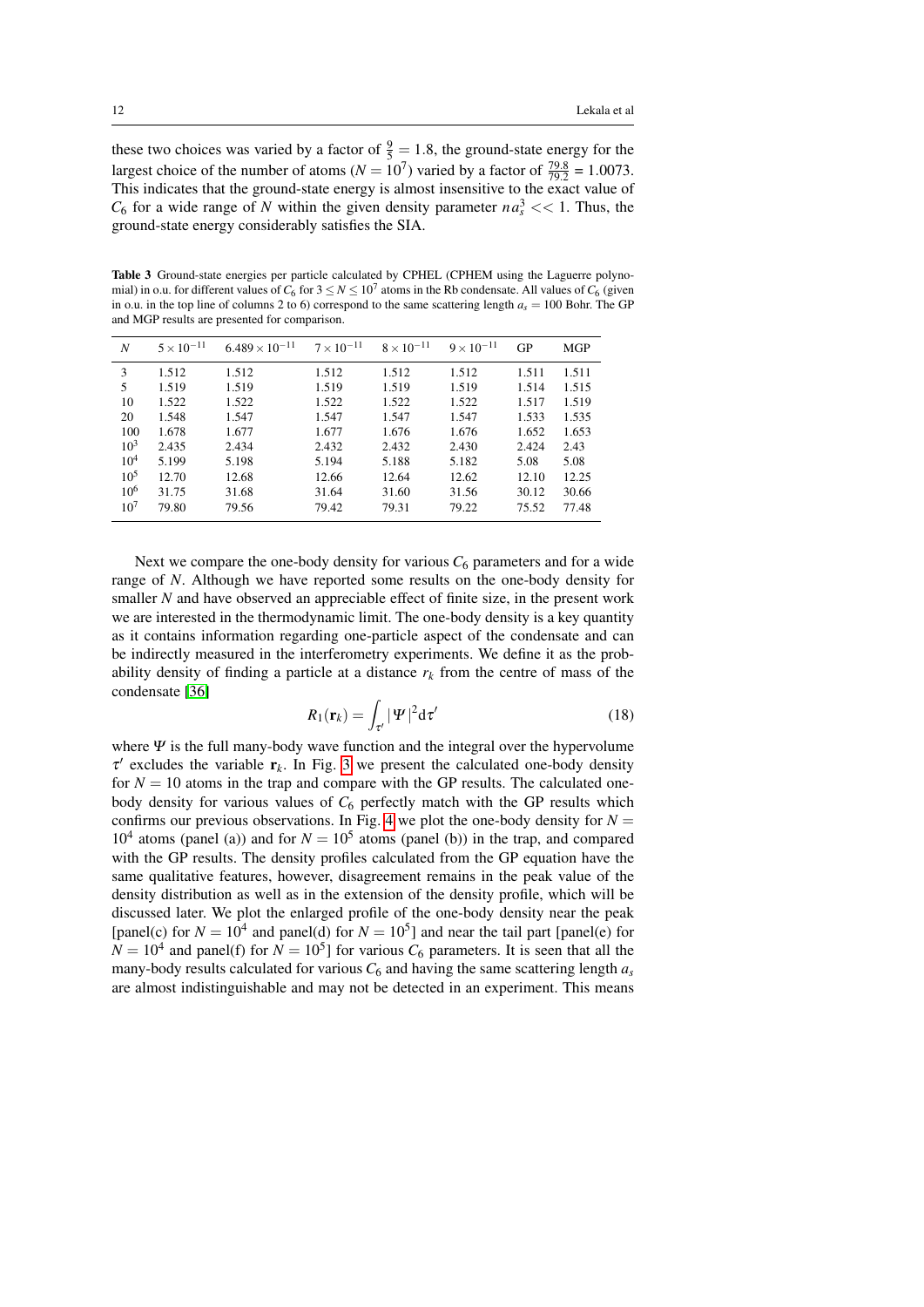these two choices was varied by a factor of $\frac{9}{5} = 1.8$, the ground-state energy for the largest choice of the number of atoms ($N = 10^7$) varied by a factor of $\frac{79.8}{79.2}$ = 1.0073. This indicates that the ground-state energy is almost insensitive to the exact value of $C_6$ for a wide range of $N$ within the given density parameter $na_s^3 << 1$. Thus, the ground-state energy considerably satisfies the SIA.

**Table 3** Ground-state energies per particle calculated by CPHEL (CPHEM using the Laguerre polynomial) in o.u. for different values of $C_6$ for $3 \leq N \leq 10^7$ atoms in the Rb condensate. All values of $C_6$ (given in o.u. in the top line of columns 2 to 6) correspond to the same scattering length $a_s = 100$ Bohr. The GP and MGP results are presented for comparison.

| $N$ | $5 \times 10^{-11}$ | $6.489 \times 10^{-11}$ | $7 \times 10^{-11}$ | $8 \times 10^{-11}$ | $9 \times 10^{-11}$ | GP | MGP |
|---|---|---|---|---|---|---|---|
| 3 | 1.512 | 1.512 | 1.512 | 1.512 | 1.512 | 1.511 | 1.511 |
| 5 | 1.519 | 1.519 | 1.519 | 1.519 | 1.519 | 1.514 | 1.515 |
| 10 | 1.522 | 1.522 | 1.522 | 1.522 | 1.522 | 1.517 | 1.519 |
| 20 | 1.548 | 1.547 | 1.547 | 1.547 | 1.547 | 1.533 | 1.535 |
| 100 | 1.678 | 1.677 | 1.677 | 1.676 | 1.676 | 1.652 | 1.653 |
| $10^3$ | 2.435 | 2.434 | 2.432 | 2.432 | 2.430 | 2.424 | 2.43 |
| $10^4$ | 5.199 | 5.198 | 5.194 | 5.188 | 5.182 | 5.08 | 5.08 |
| $10^5$ | 12.70 | 12.68 | 12.66 | 12.64 | 12.62 | 12.10 | 12.25 |
| $10^6$ | 31.75 | 31.68 | 31.64 | 31.60 | 31.56 | 30.12 | 30.66 |
| $10^7$ | 79.80 | 79.56 | 79.42 | 79.31 | 79.22 | 75.52 | 77.48 |

Next we compare the one-body density for various $C_6$ parameters and for a wide range of $N$. Although we have reported some results on the one-body density for smaller $N$ and have observed an appreciable effect of finite size, in the present work we are interested in the thermodynamic limit. The one-body density is a key quantity as it contains information regarding one-particle aspect of the condensate and can be indirectly measured in the interferometry experiments. We define it as the probability density of finding a particle at a distance $r_k$ from the centre of mass of the condensate [36]

$$R_1(\mathbf{r}_k) = \int_{\tau'} |\Psi|^2 d\tau' \tag{18}$$

where $\Psi$ is the full many-body wave function and the integral over the hypervolume $\tau'$ excludes the variable $\mathbf{r}_k$. In Fig. 3 we present the calculated one-body density for $N = 10$ atoms in the trap and compare with the GP results. The calculated one-body density for various values of $C_6$ perfectly match with the GP results which confirms our previous observations. In Fig. 4 we plot the one-body density for $N = 10^4$ atoms (panel (a)) and for $N = 10^5$ atoms (panel (b)) in the trap, and compared with the GP results. The density profiles calculated from the GP equation have the same qualitative features, however, disagreement remains in the peak value of the density distribution as well as in the extension of the density profile, which will be discussed later. We plot the enlarged profile of the one-body density near the peak [panel(c) for $N = 10^4$ and panel(d) for $N = 10^5$] and near the tail part [panel(e) for $N = 10^4$ and panel(f) for $N = 10^5$] for various $C_6$ parameters. It is seen that all the many-body results calculated for various $C_6$ and having the same scattering length $a_s$ are almost indistinguishable and may not be detected in an experiment. This means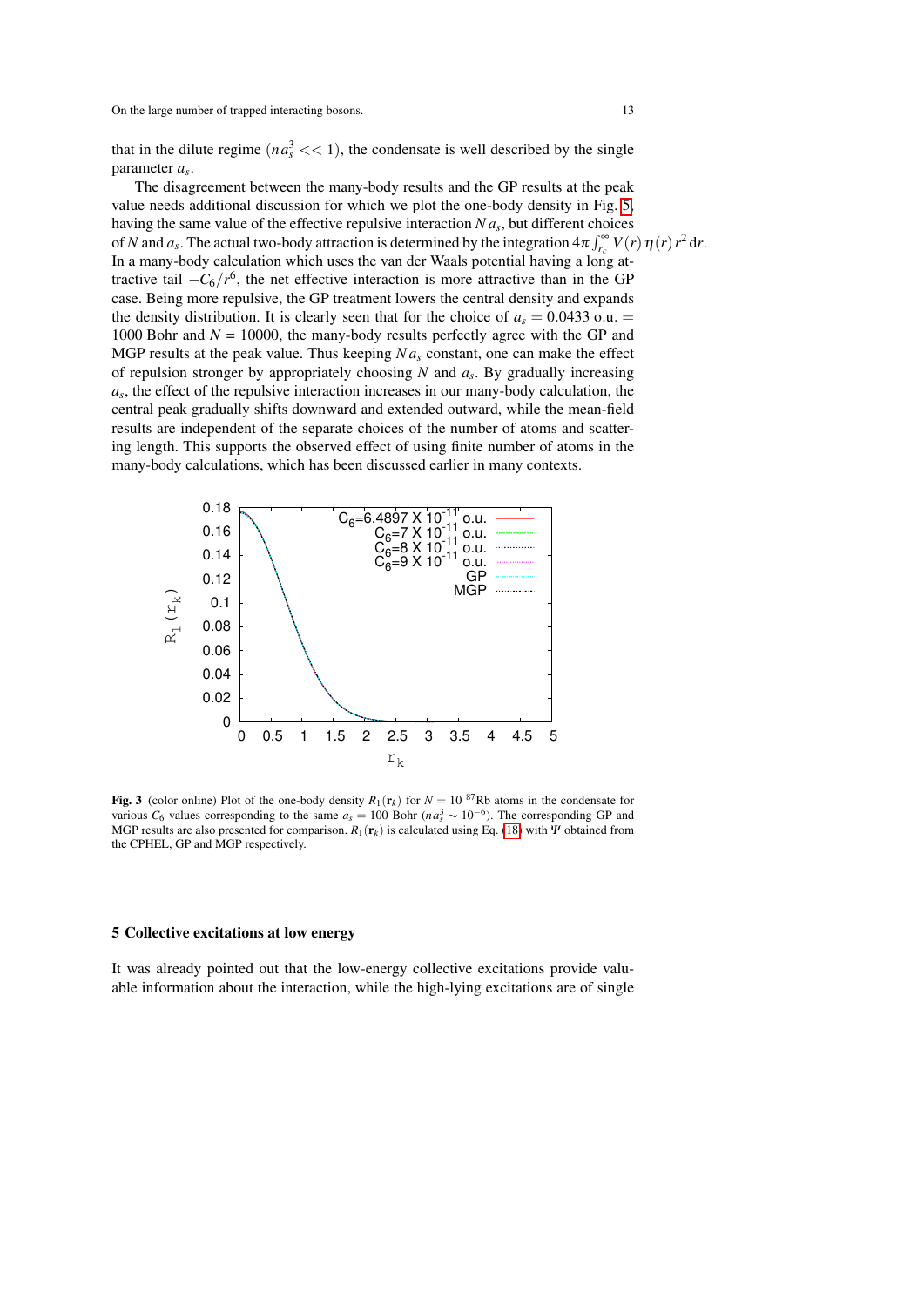that in the dilute regime ($na_s^3 << 1$), the condensate is well described by the single parameter $a_s$.

The disagreement between the many-body results and the GP results at the peak value needs additional discussion for which we plot the one-body density in Fig. 5, having the same value of the effective repulsive interaction $N a_s$, but different choices of $N$ and $a_s$. The actual two-body attraction is determined by the integration $4\pi \int_{r_c}^{\infty} V(r)\, \eta(r)\, r^2\, \mathrm{d}r$. In a many-body calculation which uses the van der Waals potential having a long attractive tail $-C_6/r^6$, the net effective interaction is more attractive than in the GP case. Being more repulsive, the GP treatment lowers the central density and expands the density distribution. It is clearly seen that for the choice of $a_s = 0.0433$ o.u. $=$ 1000 Bohr and $N$ = 10000, the many-body results perfectly agree with the GP and MGP results at the peak value. Thus keeping $N a_s$ constant, one can make the effect of repulsion stronger by appropriately choosing $N$ and $a_s$. By gradually increasing $a_s$, the effect of the repulsive interaction increases in our many-body calculation, the central peak gradually shifts downward and extended outward, while the mean-field results are independent of the separate choices of the number of atoms and scattering length. This supports the observed effect of using finite number of atoms in the many-body calculations, which has been discussed earlier in many contexts.

**Fig. 3** (color online) Plot of the one-body density $R_1(\mathbf{r}_k)$ for $N = 10$ $^{87}$Rb atoms in the condensate for various $C_6$ values corresponding to the same $a_s = 100$ Bohr ($na_s^3 \sim 10^{-6}$). The corresponding GP and MGP results are also presented for comparison. $R_1(\mathbf{r}_k)$ is calculated using Eq. (18) with $\Psi$ obtained from the CPHEL, GP and MGP respectively.

## 5 Collective excitations at low energy

It was already pointed out that the low-energy collective excitations provide valuable information about the interaction, while the high-lying excitations are of single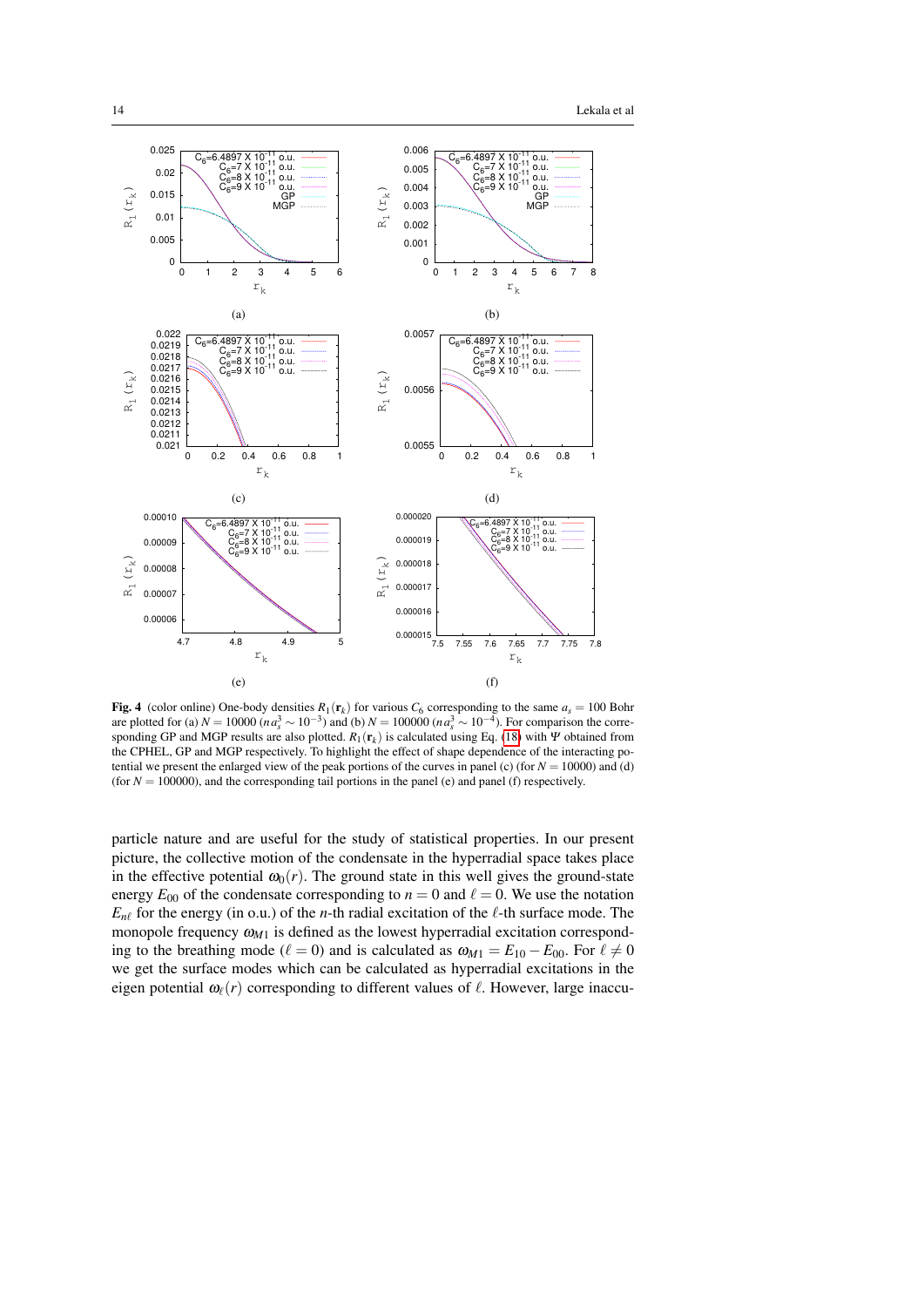**Fig. 4** (color online) One-body densities $R_1(\mathbf{r}_k)$ for various $C_6$ corresponding to the same $a_s = 100$ Bohr are plotted for (a) $N = 10000$ ($na_s^3 \sim 10^{-3}$) and (b) $N = 100000$ ($na_s^3 \sim 10^{-4}$). For comparison the corresponding GP and MGP results are also plotted. $R_1(\mathbf{r}_k)$ is calculated using Eq. (18) with $\Psi$ obtained from the CPHEL, GP and MGP respectively. To highlight the effect of shape dependence of the interacting potential we present the enlarged view of the peak portions of the curves in panel (c) (for $N = 10000$) and (d) (for $N = 100000$), and the corresponding tail portions in the panel (e) and panel (f) respectively.

particle nature and are useful for the study of statistical properties. In our present picture, the collective motion of the condensate in the hyperradial space takes place in the effective potential $\omega_0(r)$. The ground state in this well gives the ground-state energy $E_{00}$ of the condensate corresponding to $n = 0$ and $\ell = 0$. We use the notation $E_{n\ell}$ for the energy (in o.u.) of the $n$-th radial excitation of the $\ell$-th surface mode. The monopole frequency $\omega_{M1}$ is defined as the lowest hyperradial excitation corresponding to the breathing mode ($\ell = 0$) and is calculated as $\omega_{M1} = E_{10} - E_{00}$. For $\ell \neq 0$ we get the surface modes which can be calculated as hyperradial excitations in the eigen potential $\omega_\ell(r)$ corresponding to different values of $\ell$. However, large inaccu-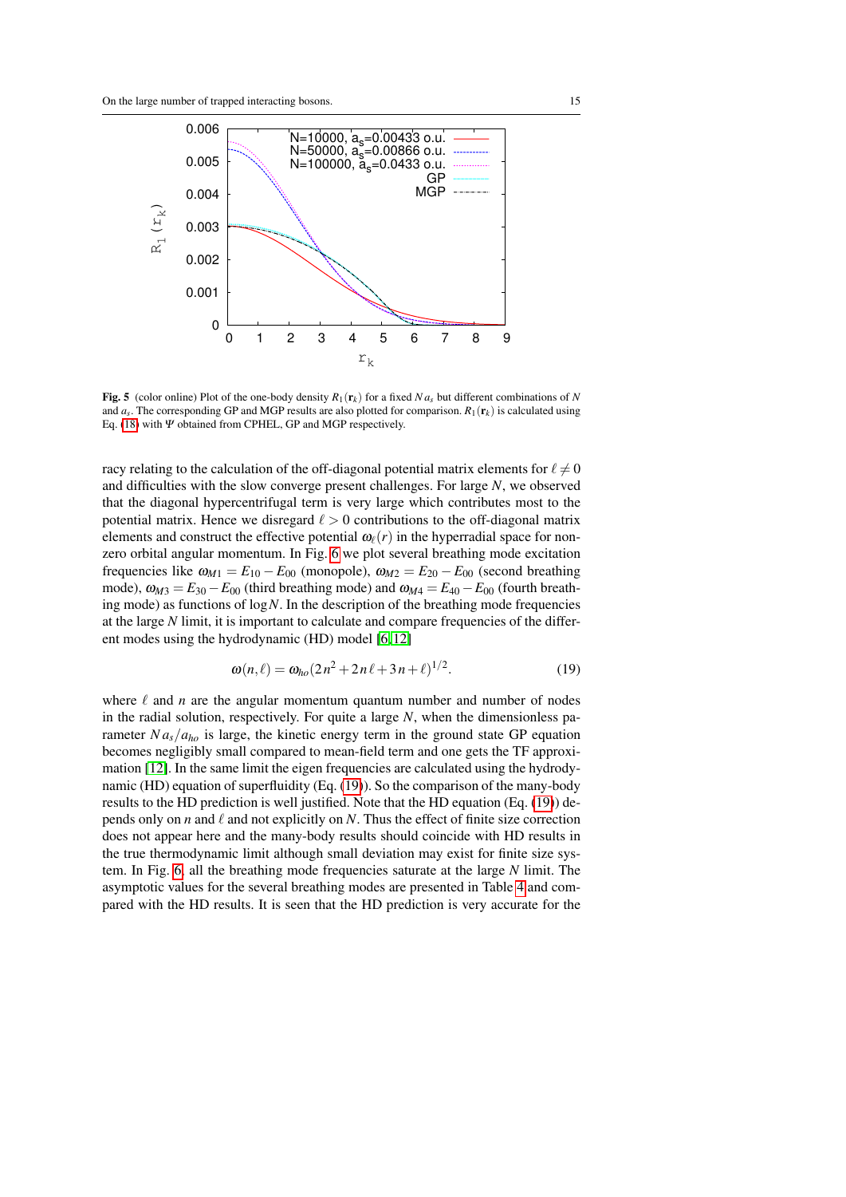**Fig. 5** (color online) Plot of the one-body density $R_1(\mathbf{r}_k)$ for a fixed $N\,a_s$ but different combinations of $N$ and $a_s$. The corresponding GP and MGP results are also plotted for comparison. $R_1(\mathbf{r}_k)$ is calculated using Eq. (18) with $\Psi$ obtained from CPHEL, GP and MGP respectively.

racy relating to the calculation of the off-diagonal potential matrix elements for $\ell \neq 0$ and difficulties with the slow converge present challenges. For large $N$, we observed that the diagonal hypercentrifugal term is very large which contributes most to the potential matrix. Hence we disregard $\ell > 0$ contributions to the off-diagonal matrix elements and construct the effective potential $\omega_\ell(r)$ in the hyperradial space for non-zero orbital angular momentum. In Fig. 6 we plot several breathing mode excitation frequencies like $\omega_{M1} = E_{10} - E_{00}$ (monopole), $\omega_{M2} = E_{20} - E_{00}$ (second breathing mode), $\omega_{M3} = E_{30} - E_{00}$ (third breathing mode) and $\omega_{M4} = E_{40} - E_{00}$ (fourth breathing mode) as functions of $\log N$. In the description of the breathing mode frequencies at the large $N$ limit, it is important to calculate and compare frequencies of the different modes using the hydrodynamic (HD) model [6, 12]

$$\omega(n,\ell) = \omega_{ho}(2n^2 + 2n\ell + 3n + \ell)^{1/2}. \tag{19}$$

where $\ell$ and $n$ are the angular momentum quantum number and number of nodes in the radial solution, respectively. For quite a large $N$, when the dimensionless parameter $N a_s/a_{ho}$ is large, the kinetic energy term in the ground state GP equation becomes negligibly small compared to mean-field term and one gets the TF approximation [12]. In the same limit the eigen frequencies are calculated using the hydrodynamic (HD) equation of superfluidity (Eq. (19)). So the comparison of the many-body results to the HD prediction is well justified. Note that the HD equation (Eq. (19)) depends only on $n$ and $\ell$ and not explicitly on $N$. Thus the effect of finite size correction does not appear here and the many-body results should coincide with HD results in the true thermodynamic limit although small deviation may exist for finite size system. In Fig. 6, all the breathing mode frequencies saturate at the large $N$ limit. The asymptotic values for the several breathing modes are presented in Table 4 and compared with the HD results. It is seen that the HD prediction is very accurate for the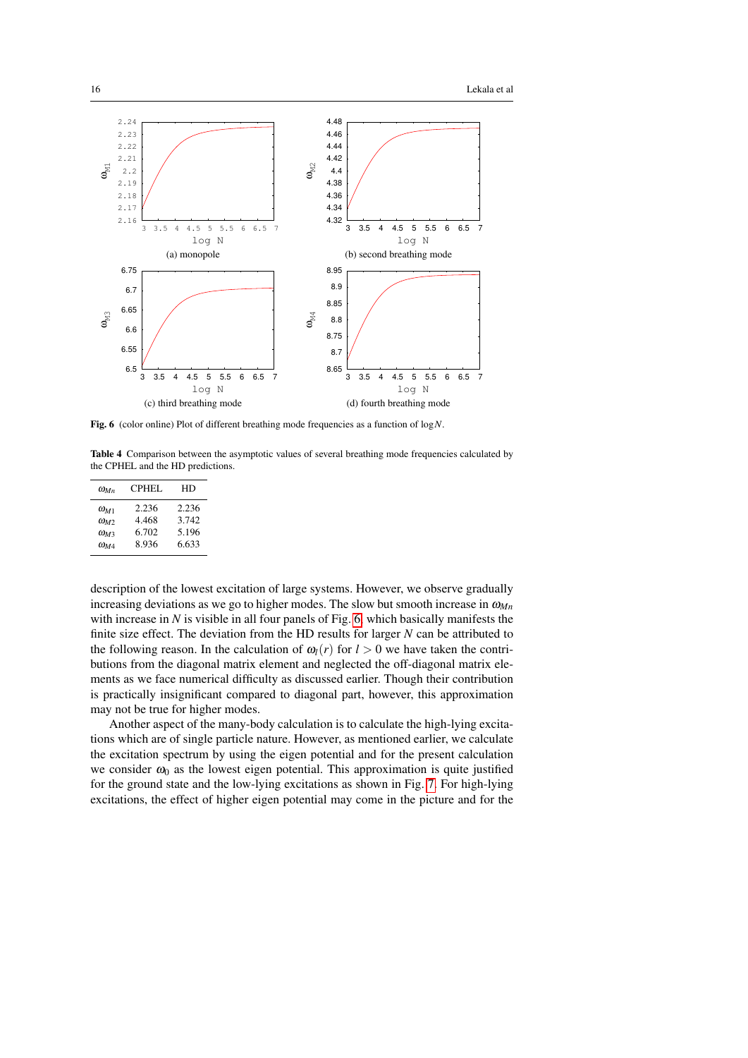**Fig. 6** (color online) Plot of different breathing mode frequencies as a function of $\log N$.

**Table 4** Comparison between the asymptotic values of several breathing mode frequencies calculated by the CPHEL and the HD predictions.

| $\omega_{Mn}$ | CPHEL | HD |
|---|---|---|
| $\omega_{M1}$ | 2.236 | 2.236 |
| $\omega_{M2}$ | 4.468 | 3.742 |
| $\omega_{M3}$ | 6.702 | 5.196 |
| $\omega_{M4}$ | 8.936 | 6.633 |

description of the lowest excitation of large systems. However, we observe gradually increasing deviations as we go to higher modes. The slow but smooth increase in $\omega_{Mn}$ with increase in $N$ is visible in all four panels of Fig. 6 which basically manifests the finite size effect. The deviation from the HD results for larger $N$ can be attributed to the following reason. In the calculation of $\omega_l(r)$ for $l > 0$ we have taken the contributions from the diagonal matrix element and neglected the off-diagonal matrix elements as we face numerical difficulty as discussed earlier. Though their contribution is practically insignificant compared to diagonal part, however, this approximation may not be true for higher modes.

Another aspect of the many-body calculation is to calculate the high-lying excitations which are of single particle nature. However, as mentioned earlier, we calculate the excitation spectrum by using the eigen potential and for the present calculation we consider $\omega_0$ as the lowest eigen potential. This approximation is quite justified for the ground state and the low-lying excitations as shown in Fig. 7. For high-lying excitations, the effect of higher eigen potential may come in the picture and for the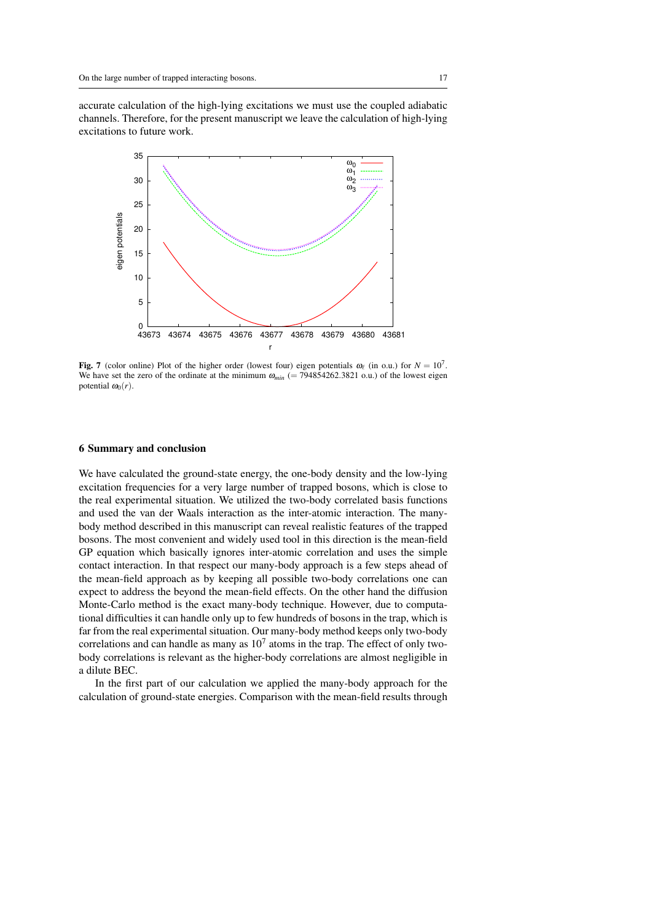accurate calculation of the high-lying excitations we must use the coupled adiabatic channels. Therefore, for the present manuscript we leave the calculation of high-lying excitations to future work.

**Fig. 7** (color online) Plot of the higher order (lowest four) eigen potentials $\omega_\ell$ (in o.u.) for $N = 10^7$. We have set the zero of the ordinate at the minimum $\omega_{min}$ (= 794854262.3821 o.u.) of the lowest eigen potential $\omega_0(r)$.

## 6 Summary and conclusion

We have calculated the ground-state energy, the one-body density and the low-lying excitation frequencies for a very large number of trapped bosons, which is close to the real experimental situation. We utilized the two-body correlated basis functions and used the van der Waals interaction as the inter-atomic interaction. The many-body method described in this manuscript can reveal realistic features of the trapped bosons. The most convenient and widely used tool in this direction is the mean-field GP equation which basically ignores inter-atomic correlation and uses the simple contact interaction. In that respect our many-body approach is a few steps ahead of the mean-field approach as by keeping all possible two-body correlations one can expect to address the beyond the mean-field effects. On the other hand the diffusion Monte-Carlo method is the exact many-body technique. However, due to computational difficulties it can handle only up to few hundreds of bosons in the trap, which is far from the real experimental situation. Our many-body method keeps only two-body correlations and can handle as many as $10^7$ atoms in the trap. The effect of only two-body correlations is relevant as the higher-body correlations are almost negligible in a dilute BEC.

In the first part of our calculation we applied the many-body approach for the calculation of ground-state energies. Comparison with the mean-field results through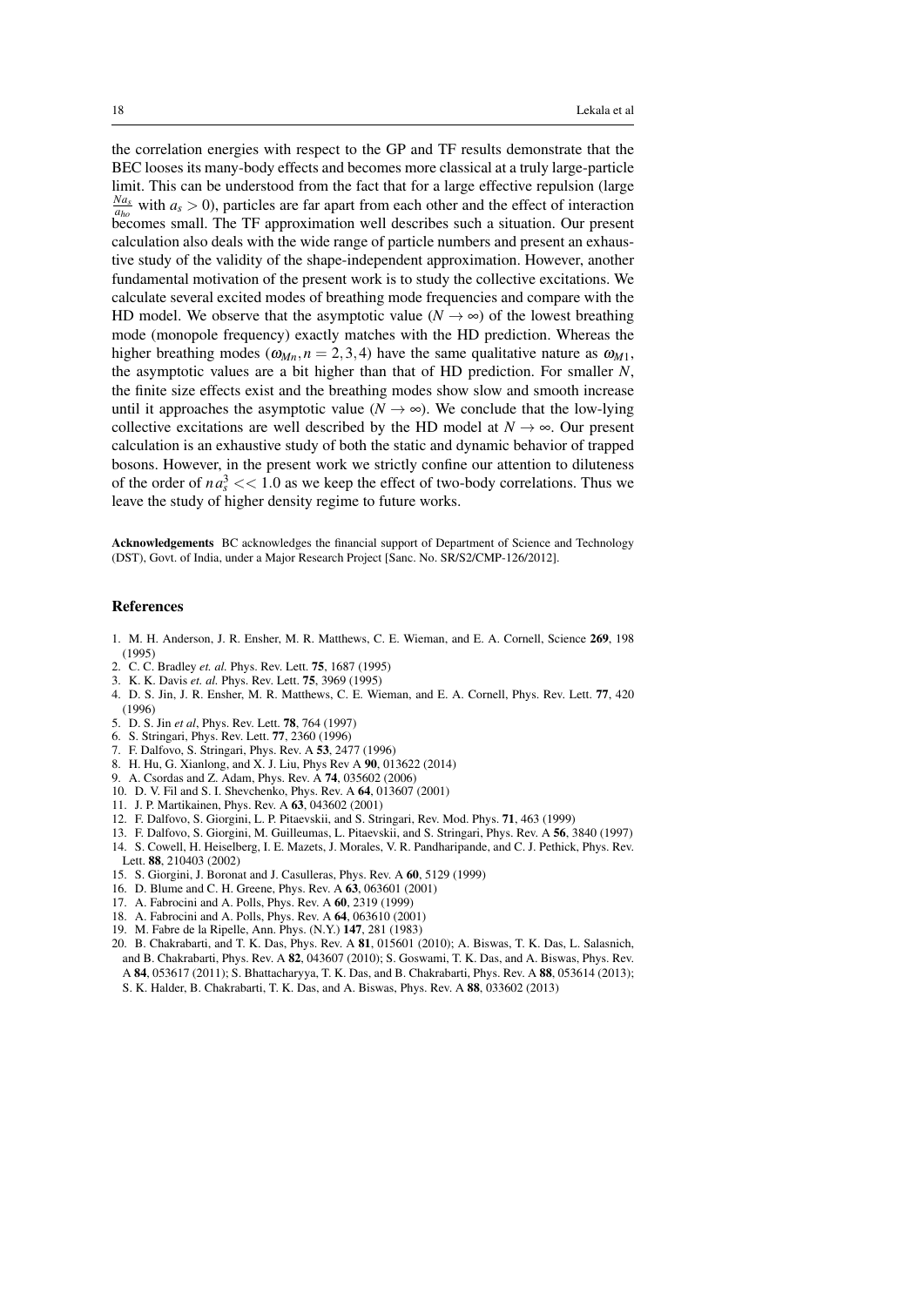the correlation energies with respect to the GP and TF results demonstrate that the BEC looses its many-body effects and becomes more classical at a truly large-particle limit. This can be understood from the fact that for a large effective repulsion (large $\frac{Na_s}{a_{ho}}$ with $a_s > 0$), particles are far apart from each other and the effect of interaction becomes small. The TF approximation well describes such a situation. Our present calculation also deals with the wide range of particle numbers and present an exhaustive study of the validity of the shape-independent approximation. However, another fundamental motivation of the present work is to study the collective excitations. We calculate several excited modes of breathing mode frequencies and compare with the HD model. We observe that the asymptotic value ($N \rightarrow \infty$) of the lowest breathing mode (monopole frequency) exactly matches with the HD prediction. Whereas the higher breathing modes ($\omega_{Mn}, n = 2,3,4$) have the same qualitative nature as $\omega_{M1}$, the asymptotic values are a bit higher than that of HD prediction. For smaller $N$, the finite size effects exist and the breathing modes show slow and smooth increase until it approaches the asymptotic value ($N \rightarrow \infty$). We conclude that the low-lying collective excitations are well described by the HD model at $N \rightarrow \infty$. Our present calculation is an exhaustive study of both the static and dynamic behavior of trapped bosons. However, in the present work we strictly confine our attention to diluteness of the order of $n a_s^3 << 1.0$ as we keep the effect of two-body correlations. Thus we leave the study of higher density regime to future works.

**Acknowledgements** BC acknowledges the financial support of Department of Science and Technology (DST), Govt. of India, under a Major Research Project [Sanc. No. SR/S2/CMP-126/2012].

## References

1. M. H. Anderson, J. R. Ensher, M. R. Matthews, C. E. Wieman, and E. A. Cornell, Science **269**, 198 (1995)
2. C. C. Bradley *et. al.* Phys. Rev. Lett. **75**, 1687 (1995)
3. K. K. Davis *et. al.* Phys. Rev. Lett. **75**, 3969 (1995)
4. D. S. Jin, J. R. Ensher, M. R. Matthews, C. E. Wieman, and E. A. Cornell, Phys. Rev. Lett. **77**, 420 (1996)
5. D. S. Jin *et al*, Phys. Rev. Lett. **78**, 764 (1997)
6. S. Stringari, Phys. Rev. Lett. **77**, 2360 (1996)
7. F. Dalfovo, S. Stringari, Phys. Rev. A **53**, 2477 (1996)
8. H. Hu, G. Xianlong, and X. J. Liu, Phys Rev A **90**, 013622 (2014)
9. A. Csordas and Z. Adam, Phys. Rev. A **74**, 035602 (2006)
10. D. V. Fil and S. I. Shevchenko, Phys. Rev. A **64**, 013607 (2001)
11. J. P. Martikainen, Phys. Rev. A **63**, 043602 (2001)
12. F. Dalfovo, S. Giorgini, L. P. Pitaevskii, and S. Stringari, Rev. Mod. Phys. **71**, 463 (1999)
13. F. Dalfovo, S. Giorgini, M. Guilleumas, L. Pitaevskii, and S. Stringari, Phys. Rev. A **56**, 3840 (1997)
14. S. Cowell, H. Heiselberg, I. E. Mazets, J. Morales, V. R. Pandharipande, and C. J. Pethick, Phys. Rev. Lett. **88**, 210403 (2002)
15. S. Giorgini, J. Boronat and J. Casulleras, Phys. Rev. A **60**, 5129 (1999)
16. D. Blume and C. H. Greene, Phys. Rev. A **63**, 063601 (2001)
17. A. Fabrocini and A. Polls, Phys. Rev. A **60**, 2319 (1999)
18. A. Fabrocini and A. Polls, Phys. Rev. A **64**, 063610 (2001)
19. M. Fabre de la Ripelle, Ann. Phys. (N.Y.) **147**, 281 (1983)
20. B. Chakrabarti, and T. K. Das, Phys. Rev. A **81**, 015601 (2010); A. Biswas, T. K. Das, L. Salasnich, and B. Chakrabarti, Phys. Rev. A **82**, 043607 (2010); S. Goswami, T. K. Das, and A. Biswas, Phys. Rev. A **84**, 053617 (2011); S. Bhattacharyya, T. K. Das, and B. Chakrabarti, Phys. Rev. A **88**, 053614 (2013); S. K. Halder, B. Chakrabarti, T. K. Das, and A. Biswas, Phys. Rev. A **88**, 033602 (2013)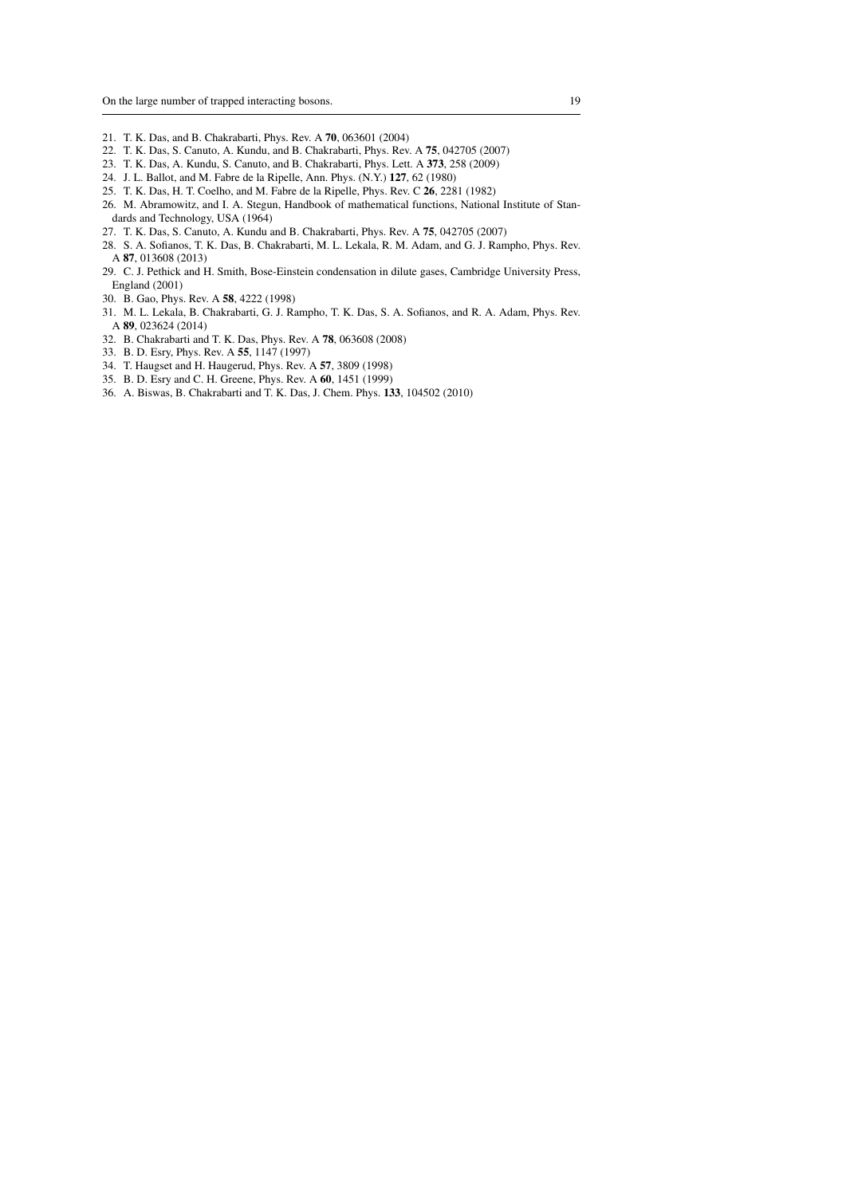21. T. K. Das, and B. Chakrabarti, Phys. Rev. A **70**, 063601 (2004)
22. T. K. Das, S. Canuto, A. Kundu, and B. Chakrabarti, Phys. Rev. A **75**, 042705 (2007)
23. T. K. Das, A. Kundu, S. Canuto, and B. Chakrabarti, Phys. Lett. A **373**, 258 (2009)
24. J. L. Ballot, and M. Fabre de la Ripelle, Ann. Phys. (N.Y.) **127**, 62 (1980)
25. T. K. Das, H. T. Coelho, and M. Fabre de la Ripelle, Phys. Rev. C **26**, 2281 (1982)
26. M. Abramowitz, and I. A. Stegun, Handbook of mathematical functions, National Institute of Standards and Technology, USA (1964)
27. T. K. Das, S. Canuto, A. Kundu and B. Chakrabarti, Phys. Rev. A **75**, 042705 (2007)
28. S. A. Sofianos, T. K. Das, B. Chakrabarti, M. L. Lekala, R. M. Adam, and G. J. Rampho, Phys. Rev. A **87**, 013608 (2013)
29. C. J. Pethick and H. Smith, Bose-Einstein condensation in dilute gases, Cambridge University Press, England (2001)
30. B. Gao, Phys. Rev. A **58**, 4222 (1998)
31. M. L. Lekala, B. Chakrabarti, G. J. Rampho, T. K. Das, S. A. Sofianos, and R. A. Adam, Phys. Rev. A **89**, 023624 (2014)
32. B. Chakrabarti and T. K. Das, Phys. Rev. A **78**, 063608 (2008)
33. B. D. Esry, Phys. Rev. A **55**, 1147 (1997)
34. T. Haugset and H. Haugerud, Phys. Rev. A **57**, 3809 (1998)
35. B. D. Esry and C. H. Greene, Phys. Rev. A **60**, 1451 (1999)
36. A. Biswas, B. Chakrabarti and T. K. Das, J. Chem. Phys. **133**, 104502 (2010)